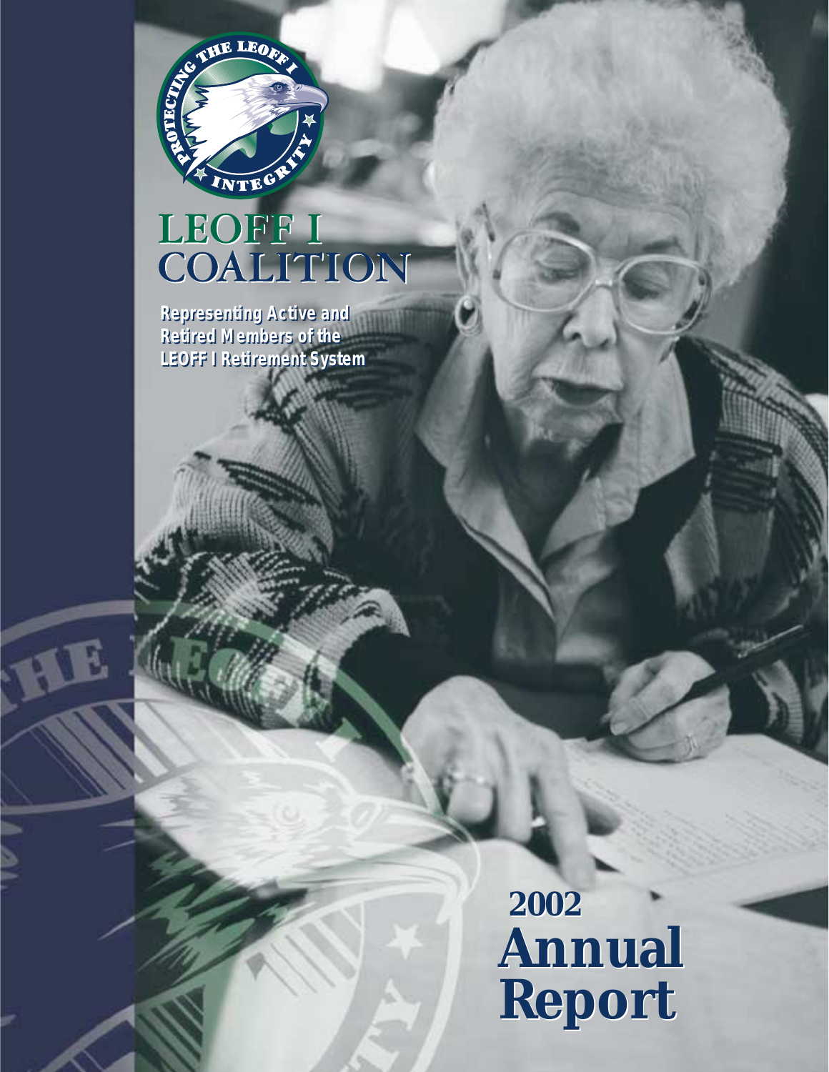# LEOFF I COALITION

**Representing Active and Retired Members of the LEOFF I Retirement System**

# 2002 Annual Report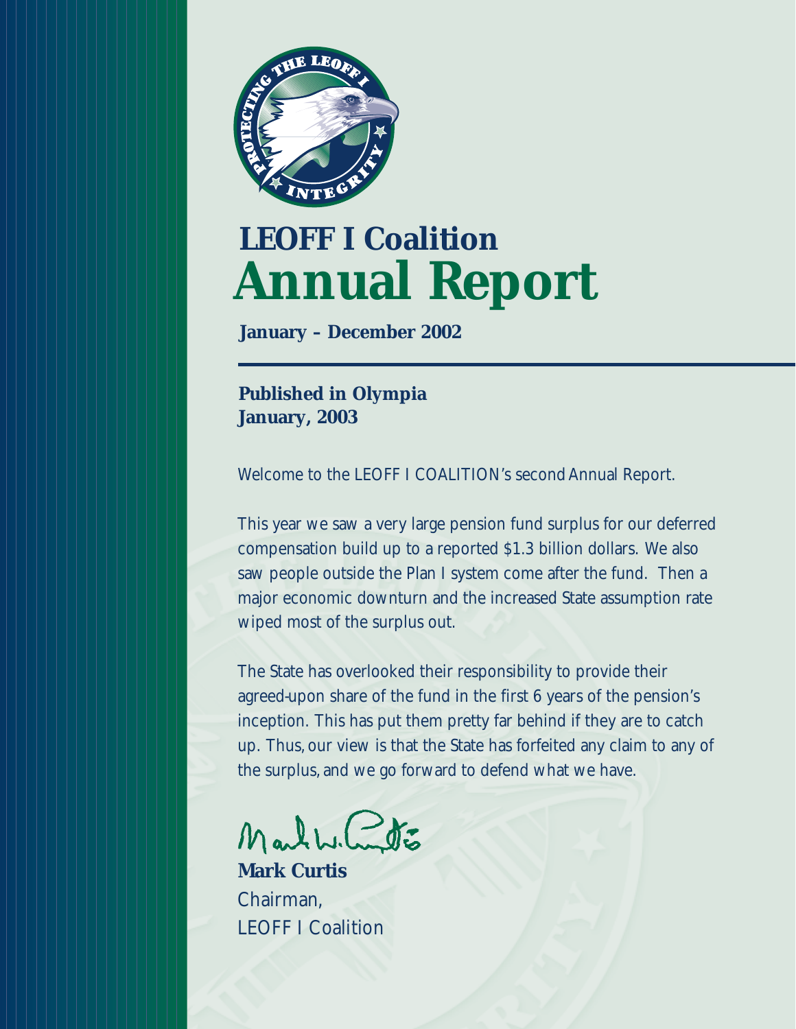# LEOFF I Coalition

# Annual Report

**January – December 2002**

**Published in Olympia**
**January, 2003**

Welcome to the LEOFF I COALITION's second Annual Report.

This year we saw a very large pension fund surplus for our deferred compensation build up to a reported $1.3 billion dollars. We also saw people outside the Plan I system come after the fund. Then a major economic downturn and the increased State assumption rate wiped most of the surplus out.

The State has overlooked their responsibility to provide their agreed-upon share of the fund in the first 6 years of the pension's inception. This has put them pretty far behind if they are to catch up. Thus, our view is that the State has forfeited any claim to any of the surplus, and we go forward to defend what we have.

**Mark Curtis**
Chairman,
LEOFF I Coalition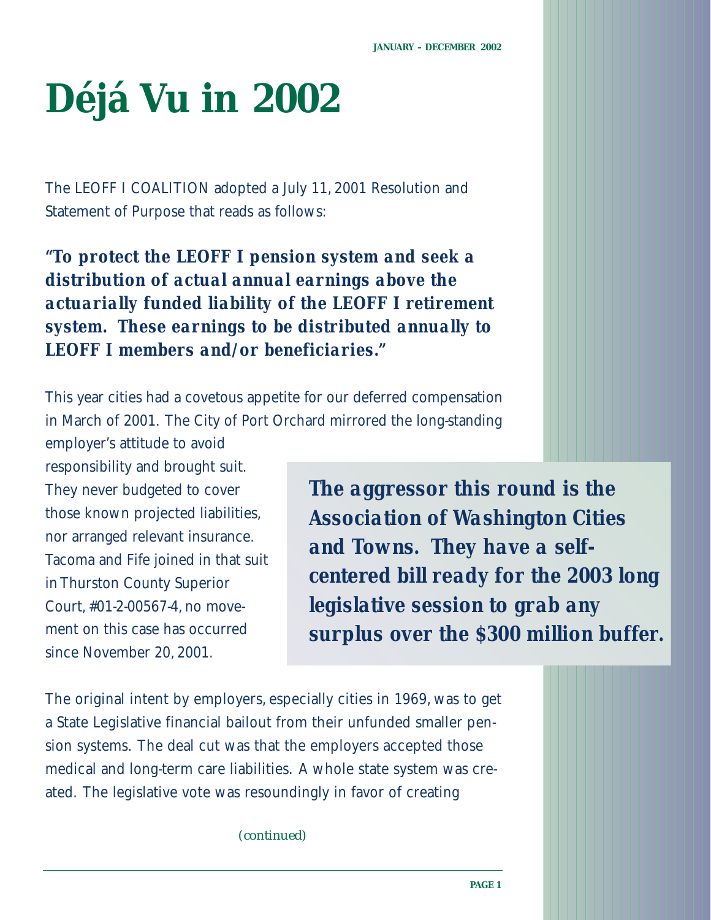# Déjá Vu in 2002

The LEOFF I COALITION adopted a July 11, 2001 Resolution and Statement of Purpose that reads as follows:

**"To protect the LEOFF I pension system and seek a distribution of actual annual earnings above the actuarially funded liability of the LEOFF I retirement system. These earnings to be distributed annually to LEOFF I members and/or beneficiaries."**

This year cities had a covetous appetite for our deferred compensation in March of 2001. The City of Port Orchard mirrored the long-standing employer's attitude to avoid responsibility and brought suit. They never budgeted to cover those known projected liabilities, nor arranged relevant insurance. Tacoma and Fife joined in that suit in Thurston County Superior Court, #01-2-00567-4, no movement on this case has occurred since November 20, 2001.

**The aggressor this round is the Association of Washington Cities and Towns. They have a self-centered bill ready for the 2003 long legislative session to grab any surplus over the $300 million buffer.**

The original intent by employers, especially cities in 1969, was to get a State Legislative financial bailout from their unfunded smaller pension systems. The deal cut was that the employers accepted those medical and long-term care liabilities. A whole state system was created. The legislative vote was resoundingly in favor of creating

*(continued)*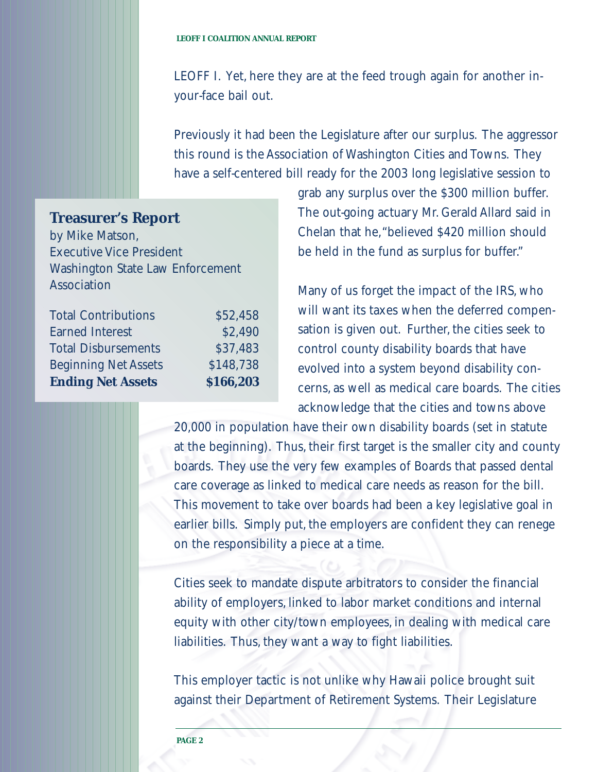LEOFF I. Yet, here they are at the feed trough again for another in-your-face bail out.

Previously it had been the Legislature after our surplus. The aggressor this round is the Association of Washington Cities and Towns. They have a self-centered bill ready for the 2003 long legislative session to grab any surplus over the $300 million buffer. The out-going actuary Mr. Gerald Allard said in Chelan that he, "believed $420 million should be held in the fund as surplus for buffer."

Many of us forget the impact of the IRS, who will want its taxes when the deferred compensation is given out. Further, the cities seek to control county disability boards that have evolved into a system beyond disability concerns, as well as medical care boards. The cities acknowledge that the cities and towns above 20,000 in population have their own disability boards (set in statute at the beginning). Thus, their first target is the smaller city and county boards. They use the very few examples of Boards that passed dental care coverage as linked to medical care needs as reason for the bill. This movement to take over boards had been a key legislative goal in earlier bills. Simply put, the employers are confident they can renege on the responsibility a piece at a time.

Cities seek to mandate dispute arbitrators to consider the financial ability of employers, linked to labor market conditions and internal equity with other city/town employees, in dealing with medical care liabilities. Thus, they want a way to fight liabilities.

This employer tactic is not unlike why Hawaii police brought suit against their Department of Retirement Systems. Their Legislature

## Treasurer's Report

by Mike Matson,
Executive Vice President
Washington State Law Enforcement Association

| | |
|---|---|
| Total Contributions | $52,458 |
| Earned Interest | $2,490 |
| Total Disbursements | $37,483 |
| Beginning Net Assets | $148,738 |
| **Ending Net Assets** | **$166,203** |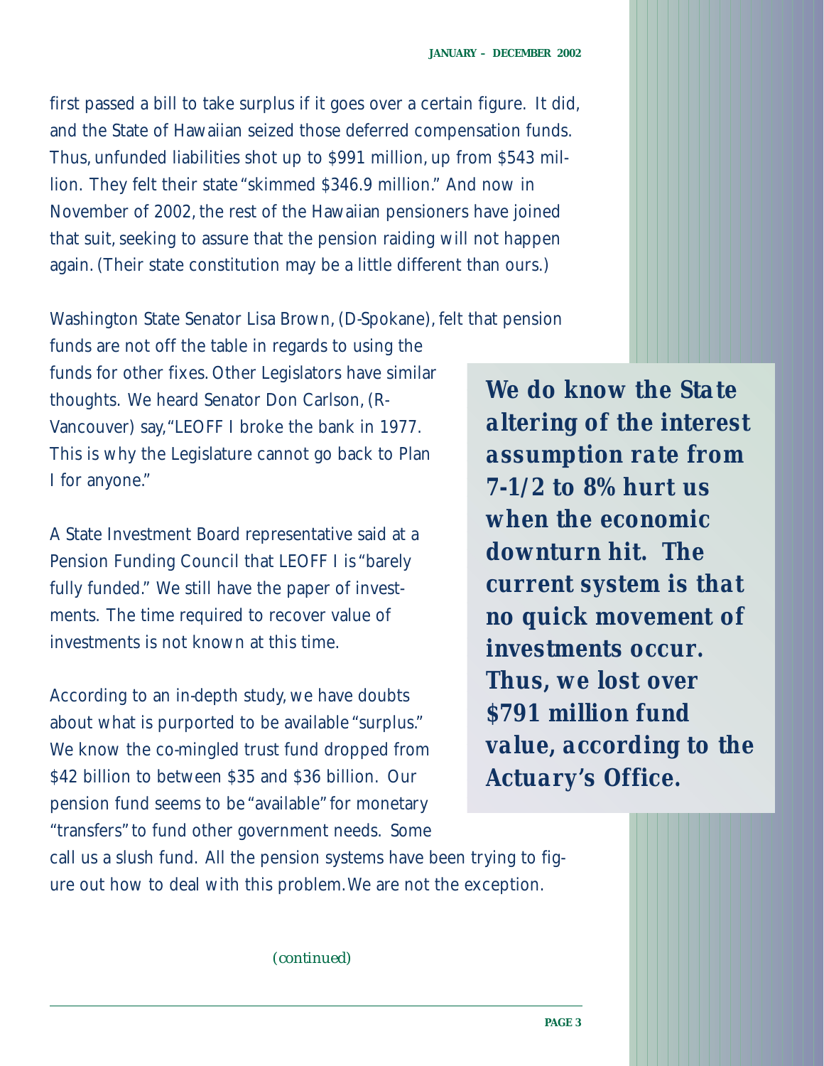first passed a bill to take surplus if it goes over a certain figure. It did, and the State of Hawaiian seized those deferred compensation funds. Thus, unfunded liabilities shot up to $991 million, up from $543 million. They felt their state "skimmed $346.9 million." And now in November of 2002, the rest of the Hawaiian pensioners have joined that suit, seeking to assure that the pension raiding will not happen again. (Their state constitution may be a little different than ours.)

Washington State Senator Lisa Brown, (D-Spokane), felt that pension funds are not off the table in regards to using the funds for other fixes. Other Legislators have similar thoughts. We heard Senator Don Carlson, (R-Vancouver) say, "LEOFF I broke the bank in 1977. This is why the Legislature cannot go back to Plan I for anyone."

**We do know the State altering of the interest assumption rate from 7-1/2 to 8% hurt us when the economic downturn hit. The current system is that no quick movement of investments occur. Thus, we lost over $791 million fund value, according to the Actuary's Office.**

A State Investment Board representative said at a Pension Funding Council that LEOFF I is "barely fully funded." We still have the paper of investments. The time required to recover value of investments is not known at this time.

According to an in-depth study, we have doubts about what is purported to be available "surplus." We know the co-mingled trust fund dropped from $42 billion to between $35 and $36 billion. Our pension fund seems to be "available" for monetary "transfers" to fund other government needs. Some call us a slush fund. All the pension systems have been trying to figure out how to deal with this problem. We are not the exception.

*(continued)*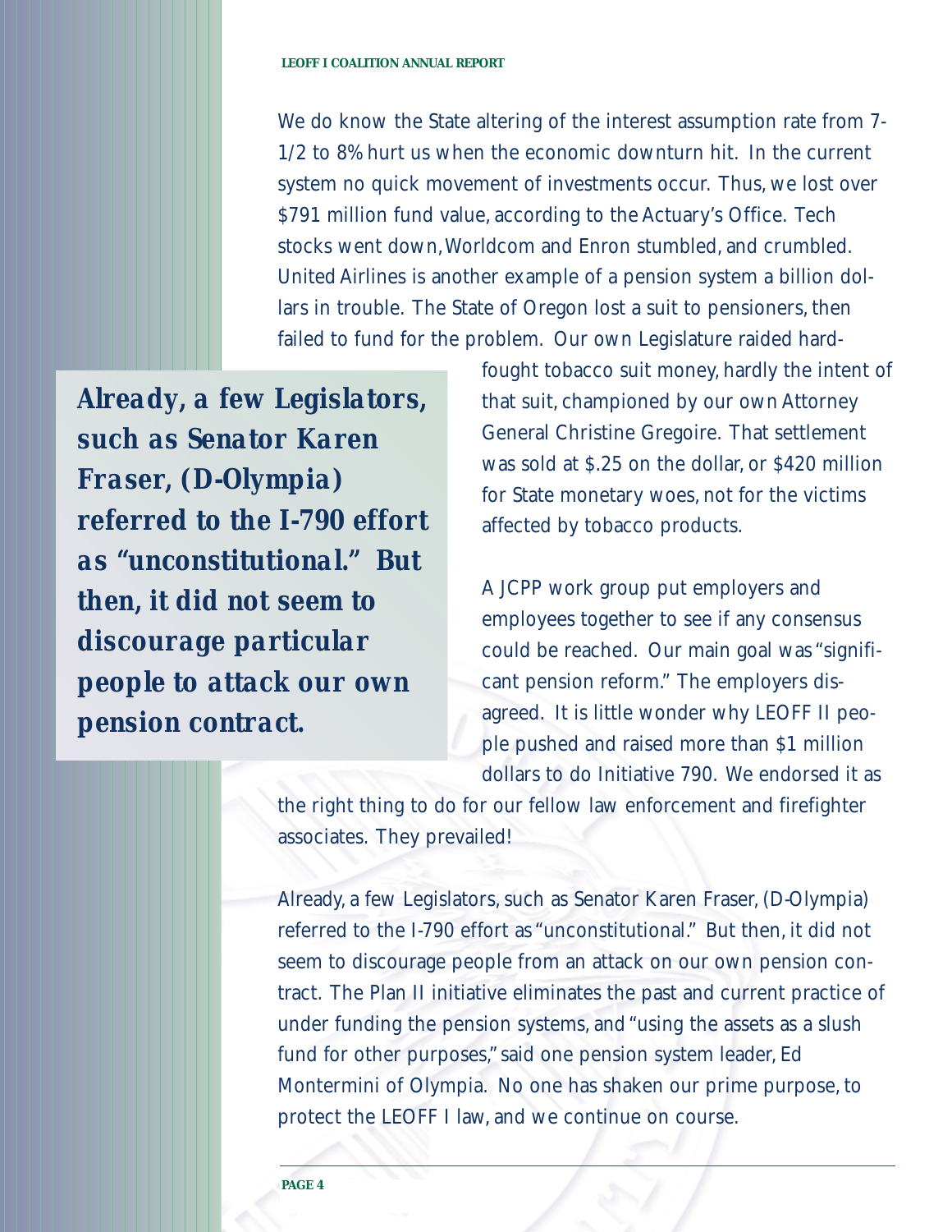We do know the State altering of the interest assumption rate from 7-1/2 to 8% hurt us when the economic downturn hit. In the current system no quick movement of investments occur. Thus, we lost over $791 million fund value, according to the Actuary's Office. Tech stocks went down, Worldcom and Enron stumbled, and crumbled. United Airlines is another example of a pension system a billion dollars in trouble. The State of Oregon lost a suit to pensioners, then failed to fund for the problem. Our own Legislature raided hard-fought tobacco suit money, hardly the intent of that suit, championed by our own Attorney General Christine Gregoire. That settlement was sold at $.25 on the dollar, or $420 million for State monetary woes, not for the victims affected by tobacco products.

> ***Already, a few Legislators, such as Senator Karen Fraser, (D-Olympia) referred to the I-790 effort as "unconstitutional." But then, it did not seem to discourage particular people to attack our own pension contract.***

A JCPP work group put employers and employees together to see if any consensus could be reached. Our main goal was "significant pension reform." The employers disagreed. It is little wonder why LEOFF II people pushed and raised more than $1 million dollars to do Initiative 790. We endorsed it as the right thing to do for our fellow law enforcement and firefighter associates. They prevailed!

Already, a few Legislators, such as Senator Karen Fraser, (D-Olympia) referred to the I-790 effort as "unconstitutional." But then, it did not seem to discourage people from an attack on our own pension contract. The Plan II initiative eliminates the past and current practice of under funding the pension systems, and "using the assets as a slush fund for other purposes," said one pension system leader, Ed Montermini of Olympia. No one has shaken our prime purpose, to protect the LEOFF I law, and we continue on course.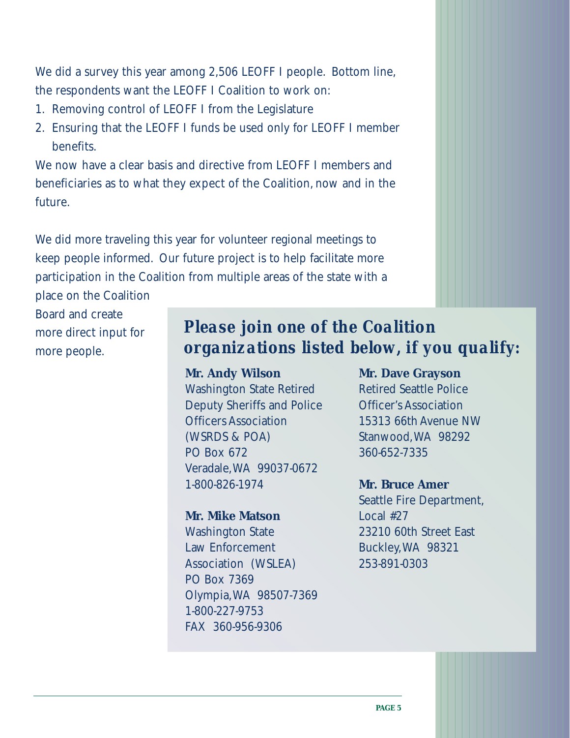We did a survey this year among 2,506 LEOFF I people. Bottom line, the respondents want the LEOFF I Coalition to work on:

1. Removing control of LEOFF I from the Legislature
2. Ensuring that the LEOFF I funds be used only for LEOFF I member benefits.

We now have a clear basis and directive from LEOFF I members and beneficiaries as to what they expect of the Coalition, now and in the future.

We did more traveling this year for volunteer regional meetings to keep people informed. Our future project is to help facilitate more participation in the Coalition from multiple areas of the state with a place on the Coalition Board and create more direct input for more people.

## *Please join one of the Coalition organizations listed below, if you qualify:*

**Mr. Andy Wilson**
Washington State Retired Deputy Sheriffs and Police Officers Association (WSRDS & POA)
PO Box 672
Veradale, WA 99037-0672
1-800-826-1974

**Mr. Mike Matson**
Washington State Law Enforcement Association (WSLEA)
PO Box 7369
Olympia, WA 98507-7369
1-800-227-9753
FAX 360-956-9306

**Mr. Dave Grayson**
Retired Seattle Police Officer's Association
15313 66th Avenue NW
Stanwood, WA 98292
360-652-7335

**Mr. Bruce Amer**
Seattle Fire Department, Local #27
23210 60th Street East
Buckley, WA 98321
253-891-0303